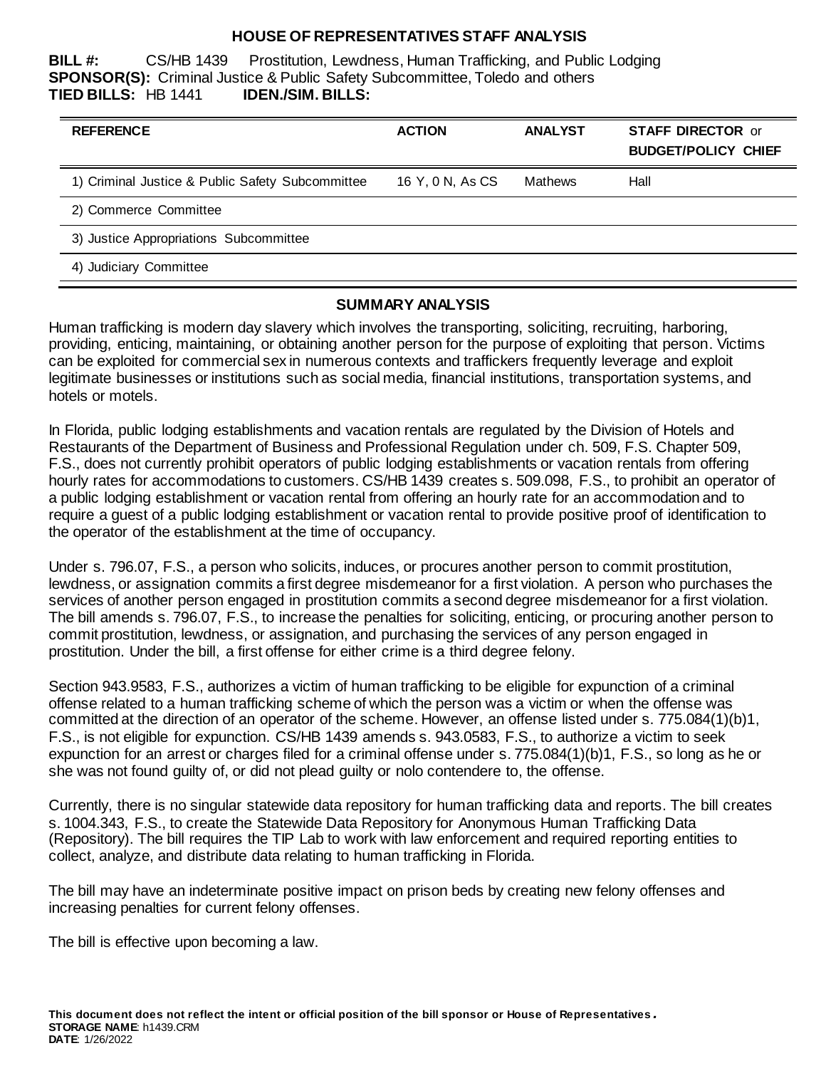# HOUSE OF REPRESENTATIVES STAFF ANALYSIS

**BILL #:** CS/HB 1439 Prostitution, Lewdness, Human Trafficking, and Public Lodging
**SPONSOR(S):** Criminal Justice & Public Safety Subcommittee, Toledo and others
**TIED BILLS:** HB 1441 **IDEN./SIM. BILLS:**

| REFERENCE | ACTION | ANALYST | STAFF DIRECTOR or BUDGET/POLICY CHIEF |
|---|---|---|---|
| 1) Criminal Justice & Public Safety Subcommittee | 16 Y, 0 N, As CS | Mathews | Hall |
| 2) Commerce Committee | | | |
| 3) Justice Appropriations Subcommittee | | | |
| 4) Judiciary Committee | | | |

## SUMMARY ANALYSIS

Human trafficking is modern day slavery which involves the transporting, soliciting, recruiting, harboring, providing, enticing, maintaining, or obtaining another person for the purpose of exploiting that person. Victims can be exploited for commercial sex in numerous contexts and traffickers frequently leverage and exploit legitimate businesses or institutions such as social media, financial institutions, transportation systems, and hotels or motels.

In Florida, public lodging establishments and vacation rentals are regulated by the Division of Hotels and Restaurants of the Department of Business and Professional Regulation under ch. 509, F.S. Chapter 509, F.S., does not currently prohibit operators of public lodging establishments or vacation rentals from offering hourly rates for accommodations to customers. CS/HB 1439 creates s. 509.098, F.S., to prohibit an operator of a public lodging establishment or vacation rental from offering an hourly rate for an accommodation and to require a guest of a public lodging establishment or vacation rental to provide positive proof of identification to the operator of the establishment at the time of occupancy.

Under s. 796.07, F.S., a person who solicits, induces, or procures another person to commit prostitution, lewdness, or assignation commits a first degree misdemeanor for a first violation. A person who purchases the services of another person engaged in prostitution commits a second degree misdemeanor for a first violation. The bill amends s. 796.07, F.S., to increase the penalties for soliciting, enticing, or procuring another person to commit prostitution, lewdness, or assignation, and purchasing the services of any person engaged in prostitution. Under the bill, a first offense for either crime is a third degree felony.

Section 943.9583, F.S., authorizes a victim of human trafficking to be eligible for expunction of a criminal offense related to a human trafficking scheme of which the person was a victim or when the offense was committed at the direction of an operator of the scheme. However, an offense listed under s. 775.084(1)(b)1, F.S., is not eligible for expunction. CS/HB 1439 amends s. 943.0583, F.S., to authorize a victim to seek expunction for an arrest or charges filed for a criminal offense under s. 775.084(1)(b)1, F.S., so long as he or she was not found guilty of, or did not plead guilty or nolo contendere to, the offense.

Currently, there is no singular statewide data repository for human trafficking data and reports. The bill creates s. 1004.343, F.S., to create the Statewide Data Repository for Anonymous Human Trafficking Data (Repository). The bill requires the TIP Lab to work with law enforcement and required reporting entities to collect, analyze, and distribute data relating to human trafficking in Florida.

The bill may have an indeterminate positive impact on prison beds by creating new felony offenses and increasing penalties for current felony offenses.

The bill is effective upon becoming a law.

**This document does not reflect the intent or official position of the bill sponsor or House of Representatives.**
**STORAGE NAME**: h1439.CRM
**DATE**: 1/26/2022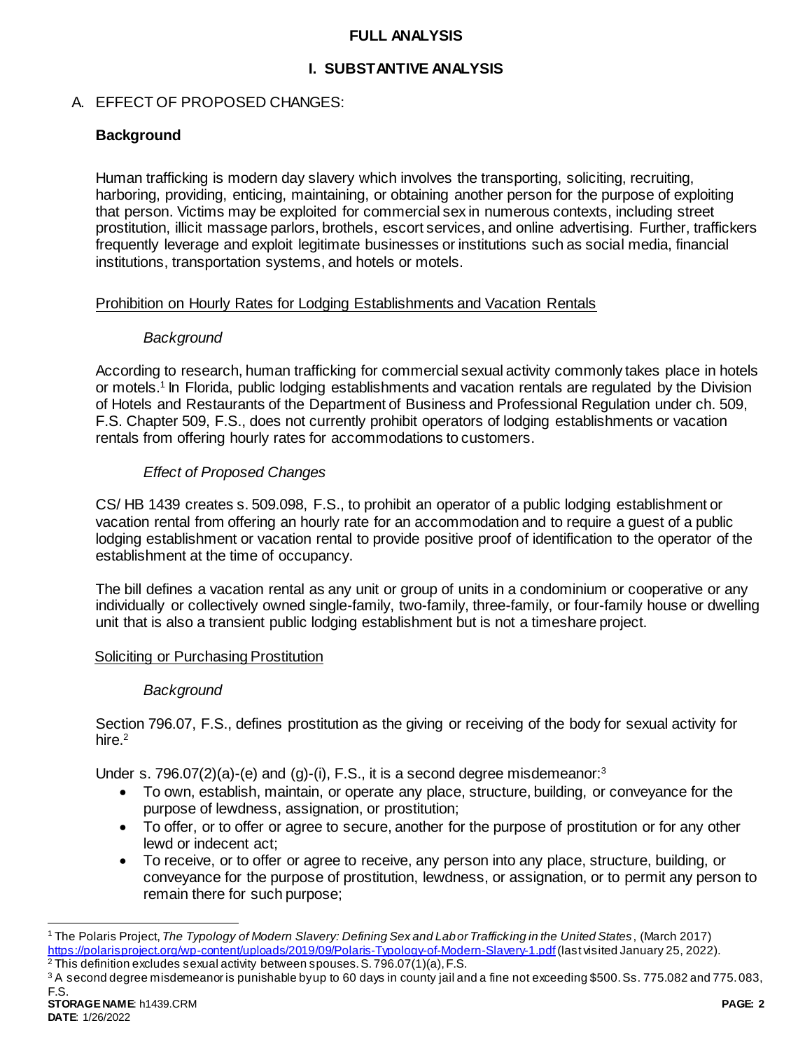## FULL ANALYSIS

## I. SUBSTANTIVE ANALYSIS

### A. EFFECT OF PROPOSED CHANGES:

**Background**

Human trafficking is modern day slavery which involves the transporting, soliciting, recruiting, harboring, providing, enticing, maintaining, or obtaining another person for the purpose of exploiting that person. Victims may be exploited for commercial sex in numerous contexts, including street prostitution, illicit massage parlors, brothels, escort services, and online advertising. Further, traffickers frequently leverage and exploit legitimate businesses or institutions such as social media, financial institutions, transportation systems, and hotels or motels.

Prohibition on Hourly Rates for Lodging Establishments and Vacation Rentals

*Background*

According to research, human trafficking for commercial sexual activity commonly takes place in hotels or motels.[1] In Florida, public lodging establishments and vacation rentals are regulated by the Division of Hotels and Restaurants of the Department of Business and Professional Regulation under ch. 509, F.S. Chapter 509, F.S., does not currently prohibit operators of lodging establishments or vacation rentals from offering hourly rates for accommodations to customers.

*Effect of Proposed Changes*

CS/ HB 1439 creates s. 509.098, F.S., to prohibit an operator of a public lodging establishment or vacation rental from offering an hourly rate for an accommodation and to require a guest of a public lodging establishment or vacation rental to provide positive proof of identification to the operator of the establishment at the time of occupancy.

The bill defines a vacation rental as any unit or group of units in a condominium or cooperative or any individually or collectively owned single-family, two-family, three-family, or four-family house or dwelling unit that is also a transient public lodging establishment but is not a timeshare project.

Soliciting or Purchasing Prostitution

*Background*

Section 796.07, F.S., defines prostitution as the giving or receiving of the body for sexual activity for hire.[2]

Under s. 796.07(2)(a)-(e) and (g)-(i), F.S., it is a second degree misdemeanor:[3]

- To own, establish, maintain, or operate any place, structure, building, or conveyance for the purpose of lewdness, assignation, or prostitution;
- To offer, or to offer or agree to secure, another for the purpose of prostitution or for any other lewd or indecent act;
- To receive, or to offer or agree to receive, any person into any place, structure, building, or conveyance for the purpose of prostitution, lewdness, or assignation, or to permit any person to remain there for such purpose;

---

[1] The Polaris Project, *The Typology of Modern Slavery: Defining Sex and Labor Trafficking in the United States*, (March 2017) https://polarisproject.org/wp-content/uploads/2019/09/Polaris-Typology-of-Modern-Slavery-1.pdf (last visited January 25, 2022).

[2] This definition excludes sexual activity between spouses. S. 796.07(1)(a), F.S.

[3] A second degree misdemeanor is punishable by up to 60 days in county jail and a fine not exceeding $500. Ss. 775.082 and 775.083, F.S.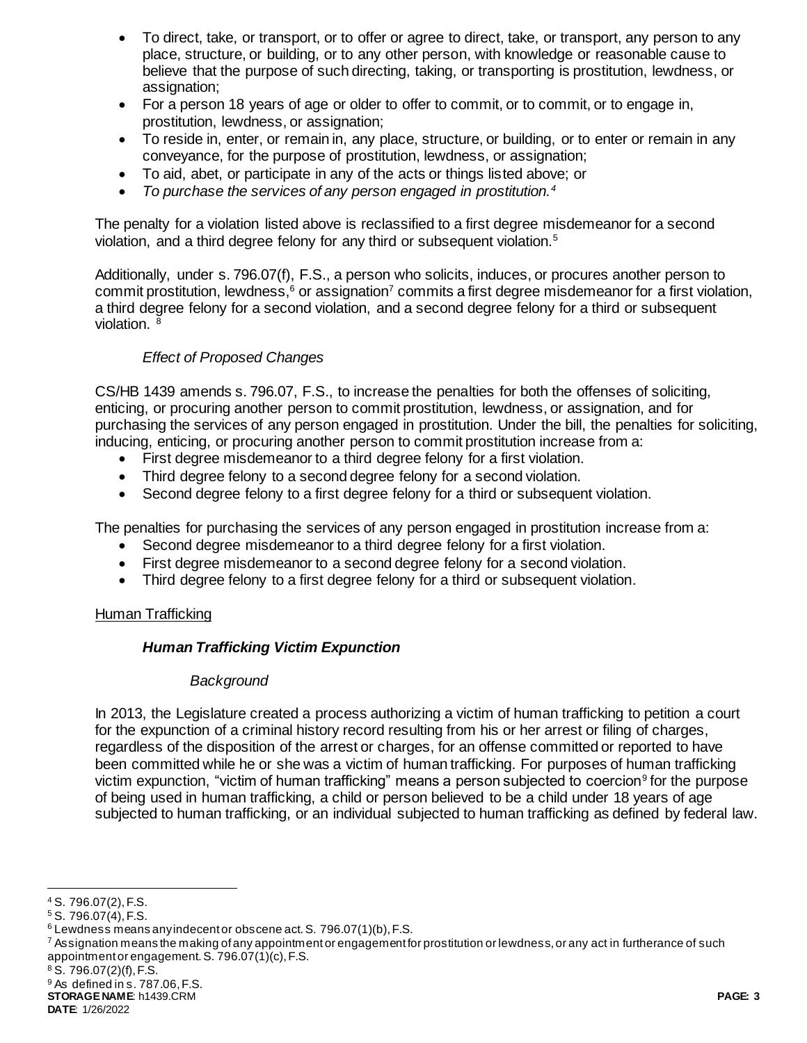- To direct, take, or transport, or to offer or agree to direct, take, or transport, any person to any place, structure, or building, or to any other person, with knowledge or reasonable cause to believe that the purpose of such directing, taking, or transporting is prostitution, lewdness, or assignation;
- For a person 18 years of age or older to offer to commit, or to commit, or to engage in, prostitution, lewdness, or assignation;
- To reside in, enter, or remain in, any place, structure, or building, or to enter or remain in any conveyance, for the purpose of prostitution, lewdness, or assignation;
- To aid, abet, or participate in any of the acts or things listed above; or
- *To purchase the services of any person engaged in prostitution.*[4]

The penalty for a violation listed above is reclassified to a first degree misdemeanor for a second violation, and a third degree felony for any third or subsequent violation.[5]

Additionally, under s. 796.07(f), F.S., a person who solicits, induces, or procures another person to commit prostitution, lewdness,[6] or assignation[7] commits a first degree misdemeanor for a first violation, a third degree felony for a second violation, and a second degree felony for a third or subsequent violation. [8]

*Effect of Proposed Changes*

CS/HB 1439 amends s. 796.07, F.S., to increase the penalties for both the offenses of soliciting, enticing, or procuring another person to commit prostitution, lewdness, or assignation, and for purchasing the services of any person engaged in prostitution. Under the bill, the penalties for soliciting, inducing, enticing, or procuring another person to commit prostitution increase from a:

- First degree misdemeanor to a third degree felony for a first violation.
- Third degree felony to a second degree felony for a second violation.
- Second degree felony to a first degree felony for a third or subsequent violation.

The penalties for purchasing the services of any person engaged in prostitution increase from a:

- Second degree misdemeanor to a third degree felony for a first violation.
- First degree misdemeanor to a second degree felony for a second violation.
- Third degree felony to a first degree felony for a third or subsequent violation.

Human Trafficking

***Human Trafficking Victim Expunction***

*Background*

In 2013, the Legislature created a process authorizing a victim of human trafficking to petition a court for the expunction of a criminal history record resulting from his or her arrest or filing of charges, regardless of the disposition of the arrest or charges, for an offense committed or reported to have been committed while he or she was a victim of human trafficking. For purposes of human trafficking victim expunction, "victim of human trafficking" means a person subjected to coercion[9] for the purpose of being used in human trafficking, a child or person believed to be a child under 18 years of age subjected to human trafficking, or an individual subjected to human trafficking as defined by federal law.

---

[4] S. 796.07(2), F.S.
[5] S. 796.07(4), F.S.
[6] Lewdness means any indecent or obscene act. S. 796.07(1)(b), F.S.
[7] Assignation means the making of any appointment or engagement for prostitution or lewdness, or any act in furtherance of such appointment or engagement. S. 796.07(1)(c), F.S.
[8] S. 796.07(2)(f), F.S.
[9] As defined in s. 787.06, F.S.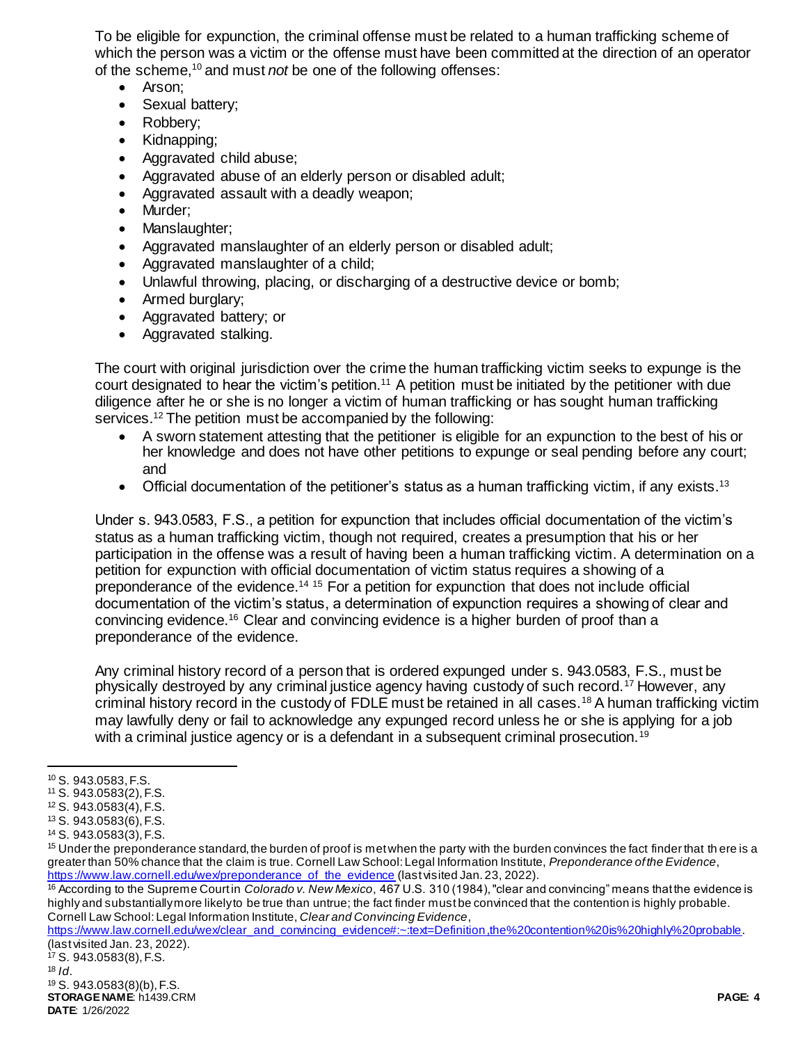To be eligible for expunction, the criminal offense must be related to a human trafficking scheme of which the person was a victim or the offense must have been committed at the direction of an operator of the scheme,[10] and must *not* be one of the following offenses:

- Arson;
- Sexual battery;
- Robbery;
- Kidnapping;
- Aggravated child abuse;
- Aggravated abuse of an elderly person or disabled adult;
- Aggravated assault with a deadly weapon;
- Murder;
- Manslaughter;
- Aggravated manslaughter of an elderly person or disabled adult;
- Aggravated manslaughter of a child;
- Unlawful throwing, placing, or discharging of a destructive device or bomb;
- Armed burglary;
- Aggravated battery; or
- Aggravated stalking.

The court with original jurisdiction over the crime the human trafficking victim seeks to expunge is the court designated to hear the victim's petition.[11] A petition must be initiated by the petitioner with due diligence after he or she is no longer a victim of human trafficking or has sought human trafficking services.[12] The petition must be accompanied by the following:

- A sworn statement attesting that the petitioner is eligible for an expunction to the best of his or her knowledge and does not have other petitions to expunge or seal pending before any court; and
- Official documentation of the petitioner's status as a human trafficking victim, if any exists.[13]

Under s. 943.0583, F.S., a petition for expunction that includes official documentation of the victim's status as a human trafficking victim, though not required, creates a presumption that his or her participation in the offense was a result of having been a human trafficking victim. A determination on a petition for expunction with official documentation of victim status requires a showing of a preponderance of the evidence.[14] [15] For a petition for expunction that does not include official documentation of the victim's status, a determination of expunction requires a showing of clear and convincing evidence.[16] Clear and convincing evidence is a higher burden of proof than a preponderance of the evidence.

Any criminal history record of a person that is ordered expunged under s. 943.0583, F.S., must be physically destroyed by any criminal justice agency having custody of such record.[17] However, any criminal history record in the custody of FDLE must be retained in all cases.[18] A human trafficking victim may lawfully deny or fail to acknowledge any expunged record unless he or she is applying for a job with a criminal justice agency or is a defendant in a subsequent criminal prosecution.[19]

---

[10] S. 943.0583, F.S.

[11] S. 943.0583(2), F.S.

[12] S. 943.0583(4), F.S.

[13] S. 943.0583(6), F.S.

[14] S. 943.0583(3), F.S.

[15] Under the preponderance standard, the burden of proof is met when the party with the burden convinces the fact finder that there is a greater than 50% chance that the claim is true. Cornell Law School: Legal Information Institute, *Preponderance of the Evidence*, https://www.law.cornell.edu/wex/preponderance_of_the_evidence (last visited Jan. 23, 2022).

[16] According to the Supreme Court in *Colorado v. New Mexico*, 467 U.S. 310 (1984), "clear and convincing" means that the evidence is highly and substantially more likely to be true than untrue; the fact finder must be convinced that the contention is highly probable. Cornell Law School: Legal Information Institute, *Clear and Convincing Evidence*, https://www.law.cornell.edu/wex/clear_and_convincing_evidence#:~:text=Definition,the%20contention%20is%20highly%20probable. (last visited Jan. 23, 2022).

[17] S. 943.0583(8), F.S.

[18] *Id*.

[19] S. 943.0583(8)(b), F.S.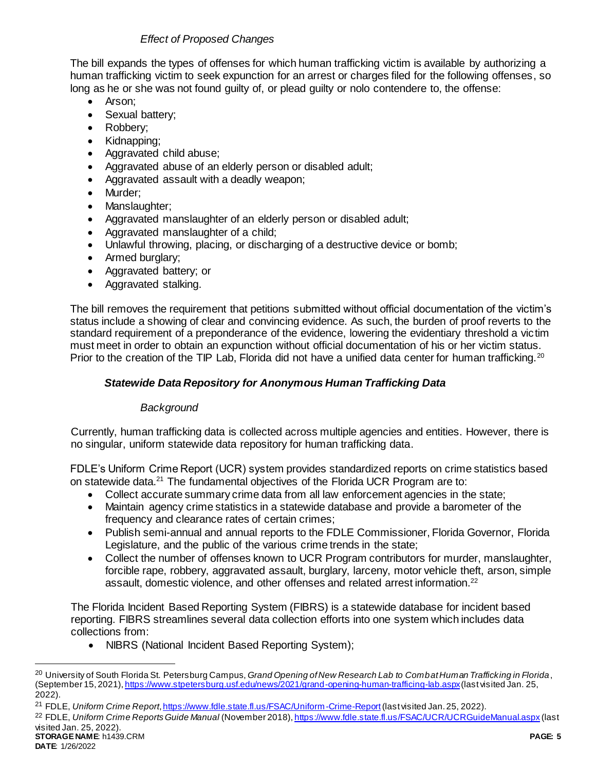*Effect of Proposed Changes*

The bill expands the types of offenses for which human trafficking victim is available by authorizing a human trafficking victim to seek expunction for an arrest or charges filed for the following offenses, so long as he or she was not found guilty of, or plead guilty or nolo contendere to, the offense:

- Arson;
- Sexual battery;
- Robbery;
- Kidnapping;
- Aggravated child abuse;
- Aggravated abuse of an elderly person or disabled adult;
- Aggravated assault with a deadly weapon;
- Murder;
- Manslaughter;
- Aggravated manslaughter of an elderly person or disabled adult;
- Aggravated manslaughter of a child;
- Unlawful throwing, placing, or discharging of a destructive device or bomb;
- Armed burglary;
- Aggravated battery; or
- Aggravated stalking.

The bill removes the requirement that petitions submitted without official documentation of the victim's status include a showing of clear and convincing evidence. As such, the burden of proof reverts to the standard requirement of a preponderance of the evidence, lowering the evidentiary threshold a victim must meet in order to obtain an expunction without official documentation of his or her victim status. Prior to the creation of the TIP Lab, Florida did not have a unified data center for human trafficking.[20]

### *Statewide Data Repository for Anonymous Human Trafficking Data*

*Background*

Currently, human trafficking data is collected across multiple agencies and entities. However, there is no singular, uniform statewide data repository for human trafficking data.

FDLE's Uniform Crime Report (UCR) system provides standardized reports on crime statistics based on statewide data.[21] The fundamental objectives of the Florida UCR Program are to:

- Collect accurate summary crime data from all law enforcement agencies in the state;
- Maintain agency crime statistics in a statewide database and provide a barometer of the frequency and clearance rates of certain crimes;
- Publish semi-annual and annual reports to the FDLE Commissioner, Florida Governor, Florida Legislature, and the public of the various crime trends in the state;
- Collect the number of offenses known to UCR Program contributors for murder, manslaughter, forcible rape, robbery, aggravated assault, burglary, larceny, motor vehicle theft, arson, simple assault, domestic violence, and other offenses and related arrest information.[22]

The Florida Incident Based Reporting System (FIBRS) is a statewide database for incident based reporting. FIBRS streamlines several data collection efforts into one system which includes data collections from:

- NIBRS (National Incident Based Reporting System);

---

[20] University of South Florida St. Petersburg Campus, *Grand Opening of New Research Lab to Combat Human Trafficking in Florida*, (September 15, 2021), https://www.stpetersburg.usf.edu/news/2021/grand-opening-human-trafficing-lab.aspx (last visited Jan. 25, 2022).

[21] FDLE, *Uniform Crime Report*, https://www.fdle.state.fl.us/FSAC/Uniform-Crime-Report (last visited Jan. 25, 2022).

[22] FDLE, *Uniform Crime Reports Guide Manual* (November 2018), https://www.fdle.state.fl.us/FSAC/UCR/UCRGuideManual.aspx (last visited Jan. 25, 2022).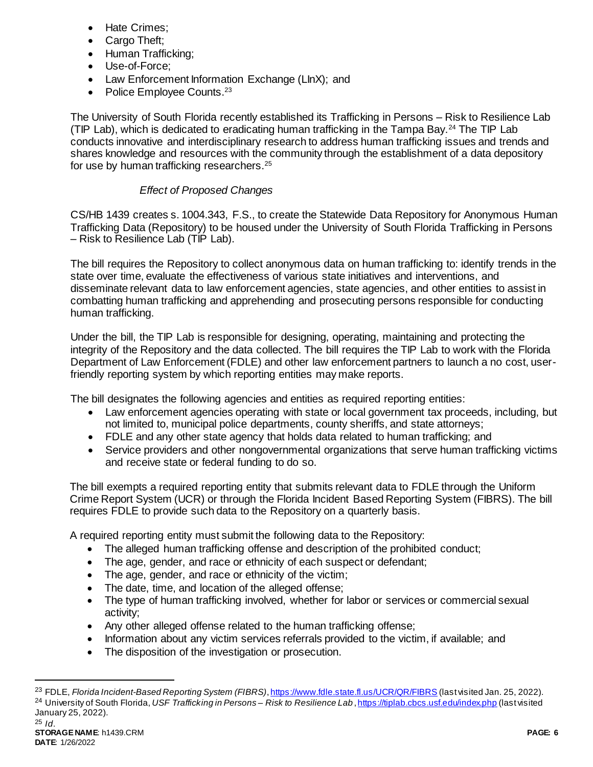- Hate Crimes;
- Cargo Theft;
- Human Trafficking;
- Use-of-Force;
- Law Enforcement Information Exchange (LInX); and
- Police Employee Counts.[23]

The University of South Florida recently established its Trafficking in Persons – Risk to Resilience Lab (TIP Lab), which is dedicated to eradicating human trafficking in the Tampa Bay.[24] The TIP Lab conducts innovative and interdisciplinary research to address human trafficking issues and trends and shares knowledge and resources with the community through the establishment of a data depository for use by human trafficking researchers.[25]

*Effect of Proposed Changes*

CS/HB 1439 creates s. 1004.343, F.S., to create the Statewide Data Repository for Anonymous Human Trafficking Data (Repository) to be housed under the University of South Florida Trafficking in Persons – Risk to Resilience Lab (TIP Lab).

The bill requires the Repository to collect anonymous data on human trafficking to: identify trends in the state over time, evaluate the effectiveness of various state initiatives and interventions, and disseminate relevant data to law enforcement agencies, state agencies, and other entities to assist in combatting human trafficking and apprehending and prosecuting persons responsible for conducting human trafficking.

Under the bill, the TIP Lab is responsible for designing, operating, maintaining and protecting the integrity of the Repository and the data collected. The bill requires the TIP Lab to work with the Florida Department of Law Enforcement (FDLE) and other law enforcement partners to launch a no cost, user-friendly reporting system by which reporting entities may make reports.

The bill designates the following agencies and entities as required reporting entities:

- Law enforcement agencies operating with state or local government tax proceeds, including, but not limited to, municipal police departments, county sheriffs, and state attorneys;
- FDLE and any other state agency that holds data related to human trafficking; and
- Service providers and other nongovernmental organizations that serve human trafficking victims and receive state or federal funding to do so.

The bill exempts a required reporting entity that submits relevant data to FDLE through the Uniform Crime Report System (UCR) or through the Florida Incident Based Reporting System (FIBRS). The bill requires FDLE to provide such data to the Repository on a quarterly basis.

A required reporting entity must submit the following data to the Repository:

- The alleged human trafficking offense and description of the prohibited conduct;
- The age, gender, and race or ethnicity of each suspect or defendant;
- The age, gender, and race or ethnicity of the victim;
- The date, time, and location of the alleged offense;
- The type of human trafficking involved, whether for labor or services or commercial sexual activity;
- Any other alleged offense related to the human trafficking offense;
- Information about any victim services referrals provided to the victim, if available; and
- The disposition of the investigation or prosecution.

---

[23] FDLE, *Florida Incident-Based Reporting System (FIBRS)*, https://www.fdle.state.fl.us/UCR/QR/FIBRS (last visited Jan. 25, 2022).

[24] University of South Florida, *USF Trafficking in Persons – Risk to Resilience Lab*, https://tiplab.cbcs.usf.edu/index.php (last visited January 25, 2022).

[25] *Id.*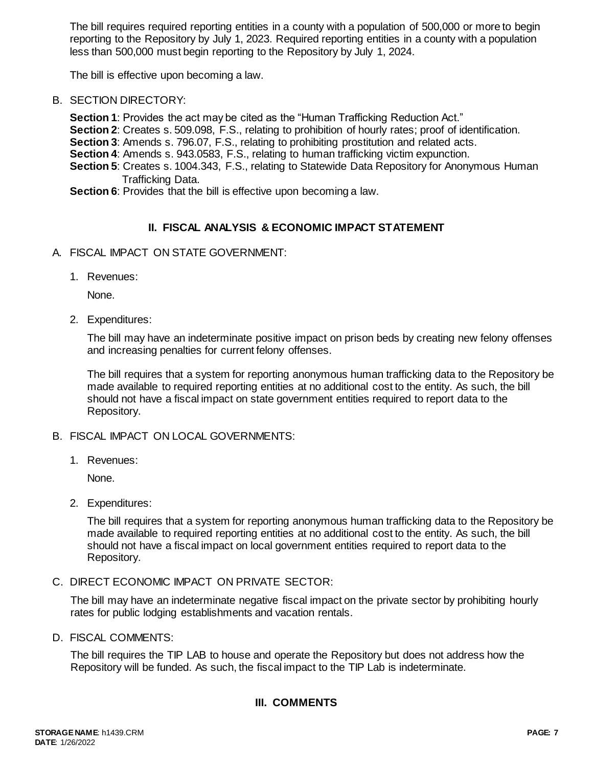The bill requires required reporting entities in a county with a population of 500,000 or more to begin reporting to the Repository by July 1, 2023. Required reporting entities in a county with a population less than 500,000 must begin reporting to the Repository by July 1, 2024.

The bill is effective upon becoming a law.

B. SECTION DIRECTORY:

**Section 1**: Provides the act may be cited as the "Human Trafficking Reduction Act."
**Section 2**: Creates s. 509.098, F.S., relating to prohibition of hourly rates; proof of identification.
**Section 3**: Amends s. 796.07, F.S., relating to prohibiting prostitution and related acts.
**Section 4**: Amends s. 943.0583, F.S., relating to human trafficking victim expunction.
**Section 5**: Creates s. 1004.343, F.S., relating to Statewide Data Repository for Anonymous Human Trafficking Data.
**Section 6**: Provides that the bill is effective upon becoming a law.

## II. FISCAL ANALYSIS & ECONOMIC IMPACT STATEMENT

A. FISCAL IMPACT ON STATE GOVERNMENT:

1. Revenues:

   None.

2. Expenditures:

   The bill may have an indeterminate positive impact on prison beds by creating new felony offenses and increasing penalties for current felony offenses.

   The bill requires that a system for reporting anonymous human trafficking data to the Repository be made available to required reporting entities at no additional cost to the entity. As such, the bill should not have a fiscal impact on state government entities required to report data to the Repository.

B. FISCAL IMPACT ON LOCAL GOVERNMENTS:

1. Revenues:

   None.

2. Expenditures:

   The bill requires that a system for reporting anonymous human trafficking data to the Repository be made available to required reporting entities at no additional cost to the entity. As such, the bill should not have a fiscal impact on local government entities required to report data to the Repository.

C. DIRECT ECONOMIC IMPACT ON PRIVATE SECTOR:

The bill may have an indeterminate negative fiscal impact on the private sector by prohibiting hourly rates for public lodging establishments and vacation rentals.

D. FISCAL COMMENTS:

The bill requires the TIP LAB to house and operate the Repository but does not address how the Repository will be funded. As such, the fiscal impact to the TIP Lab is indeterminate.

## III. COMMENTS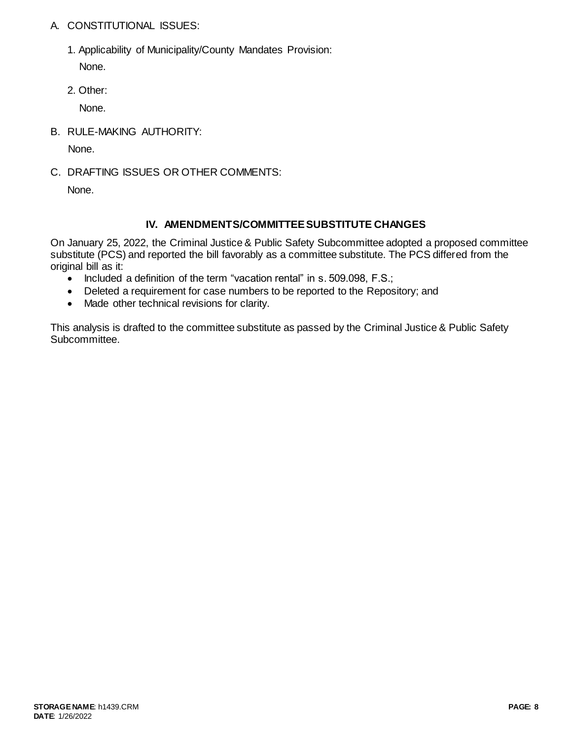A. CONSTITUTIONAL ISSUES:

1. Applicability of Municipality/County Mandates Provision:

None.

2. Other:

None.

B. RULE-MAKING AUTHORITY:

None.

C. DRAFTING ISSUES OR OTHER COMMENTS:

None.

## IV. AMENDMENTS/COMMITTEE SUBSTITUTE CHANGES

On January 25, 2022, the Criminal Justice & Public Safety Subcommittee adopted a proposed committee substitute (PCS) and reported the bill favorably as a committee substitute. The PCS differed from the original bill as it:

- Included a definition of the term "vacation rental" in s. 509.098, F.S.;
- Deleted a requirement for case numbers to be reported to the Repository; and
- Made other technical revisions for clarity.

This analysis is drafted to the committee substitute as passed by the Criminal Justice & Public Safety Subcommittee.